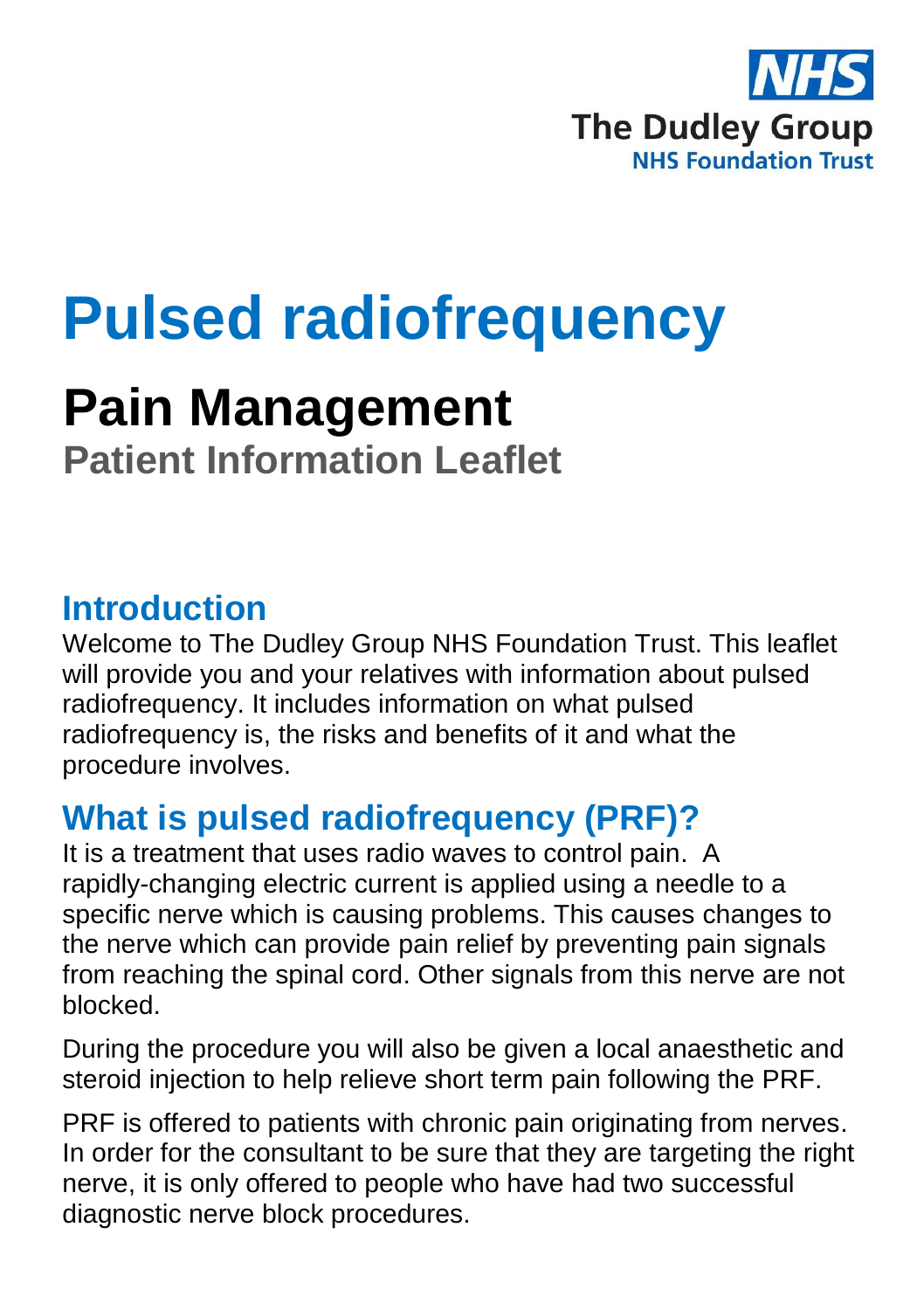NHS

The Dudley Group

NHS Foundation Trust

# Pulsed radiofrequency

## Pain Management

### Patient Information Leaflet

## Introduction

Welcome to The Dudley Group NHS Foundation Trust. This leaflet will provide you and your relatives with information about pulsed radiofrequency. It includes information on what pulsed radiofrequency is, the risks and benefits of it and what the procedure involves.

## What is pulsed radiofrequency (PRF)?

It is a treatment that uses radio waves to control pain. A rapidly-changing electric current is applied using a needle to a specific nerve which is causing problems. This causes changes to the nerve which can provide pain relief by preventing pain signals from reaching the spinal cord. Other signals from this nerve are not blocked.

During the procedure you will also be given a local anaesthetic and steroid injection to help relieve short term pain following the PRF.

PRF is offered to patients with chronic pain originating from nerves. In order for the consultant to be sure that they are targeting the right nerve, it is only offered to people who have had two successful diagnostic nerve block procedures.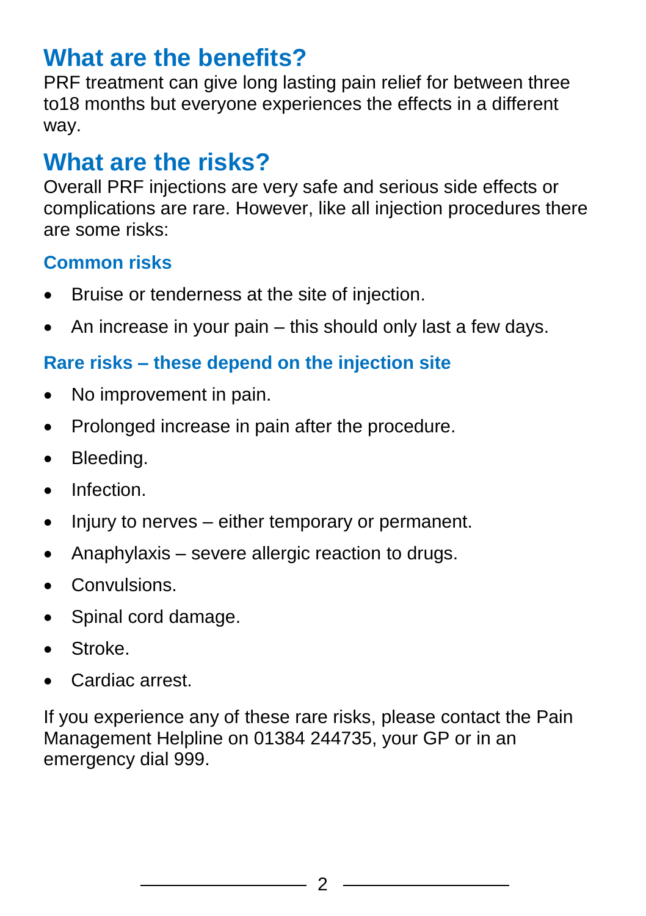## What are the benefits?

PRF treatment can give long lasting pain relief for between three to18 months but everyone experiences the effects in a different way.

## What are the risks?

Overall PRF injections are very safe and serious side effects or complications are rare. However, like all injection procedures there are some risks:

### Common risks

- Bruise or tenderness at the site of injection.
- An increase in your pain – this should only last a few days.

### Rare risks – these depend on the injection site

- No improvement in pain.
- Prolonged increase in pain after the procedure.
- Bleeding.
- Infection.
- Injury to nerves – either temporary or permanent.
- Anaphylaxis – severe allergic reaction to drugs.
- Convulsions.
- Spinal cord damage.
- Stroke.
- Cardiac arrest.

If you experience any of these rare risks, please contact the Pain Management Helpline on 01384 244735, your GP or in an emergency dial 999.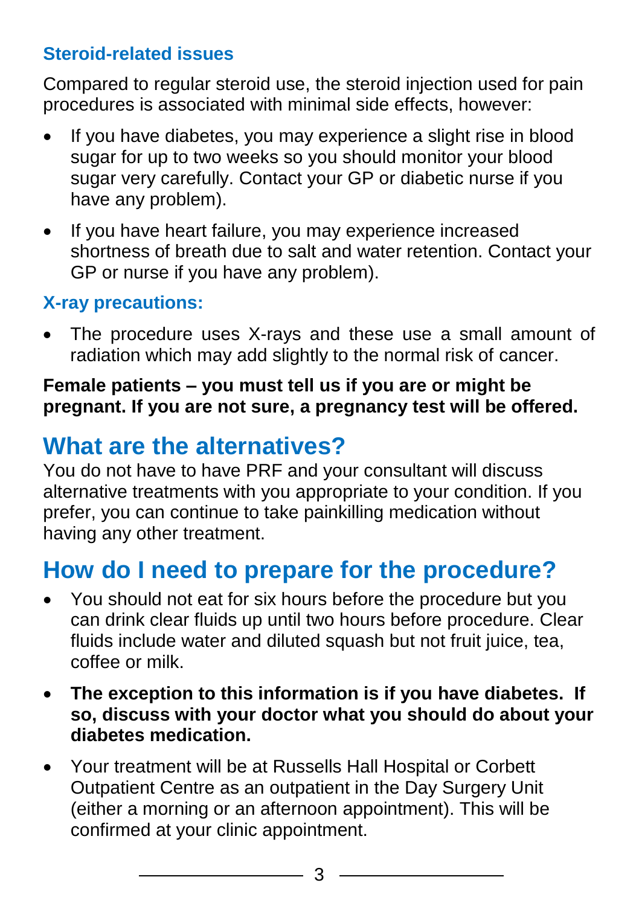### Steroid-related issues

Compared to regular steroid use, the steroid injection used for pain procedures is associated with minimal side effects, however:

- If you have diabetes, you may experience a slight rise in blood sugar for up to two weeks so you should monitor your blood sugar very carefully. Contact your GP or diabetic nurse if you have any problem).
- If you have heart failure, you may experience increased shortness of breath due to salt and water retention. Contact your GP or nurse if you have any problem).

### X-ray precautions:

- The procedure uses X-rays and these use a small amount of radiation which may add slightly to the normal risk of cancer.

**Female patients – you must tell us if you are or might be pregnant. If you are not sure, a pregnancy test will be offered.**

## What are the alternatives?

You do not have to have PRF and your consultant will discuss alternative treatments with you appropriate to your condition. If you prefer, you can continue to take painkilling medication without having any other treatment.

## How do I need to prepare for the procedure?

- You should not eat for six hours before the procedure but you can drink clear fluids up until two hours before procedure. Clear fluids include water and diluted squash but not fruit juice, tea, coffee or milk.
- **The exception to this information is if you have diabetes. If so, discuss with your doctor what you should do about your diabetes medication.**
- Your treatment will be at Russells Hall Hospital or Corbett Outpatient Centre as an outpatient in the Day Surgery Unit (either a morning or an afternoon appointment). This will be confirmed at your clinic appointment.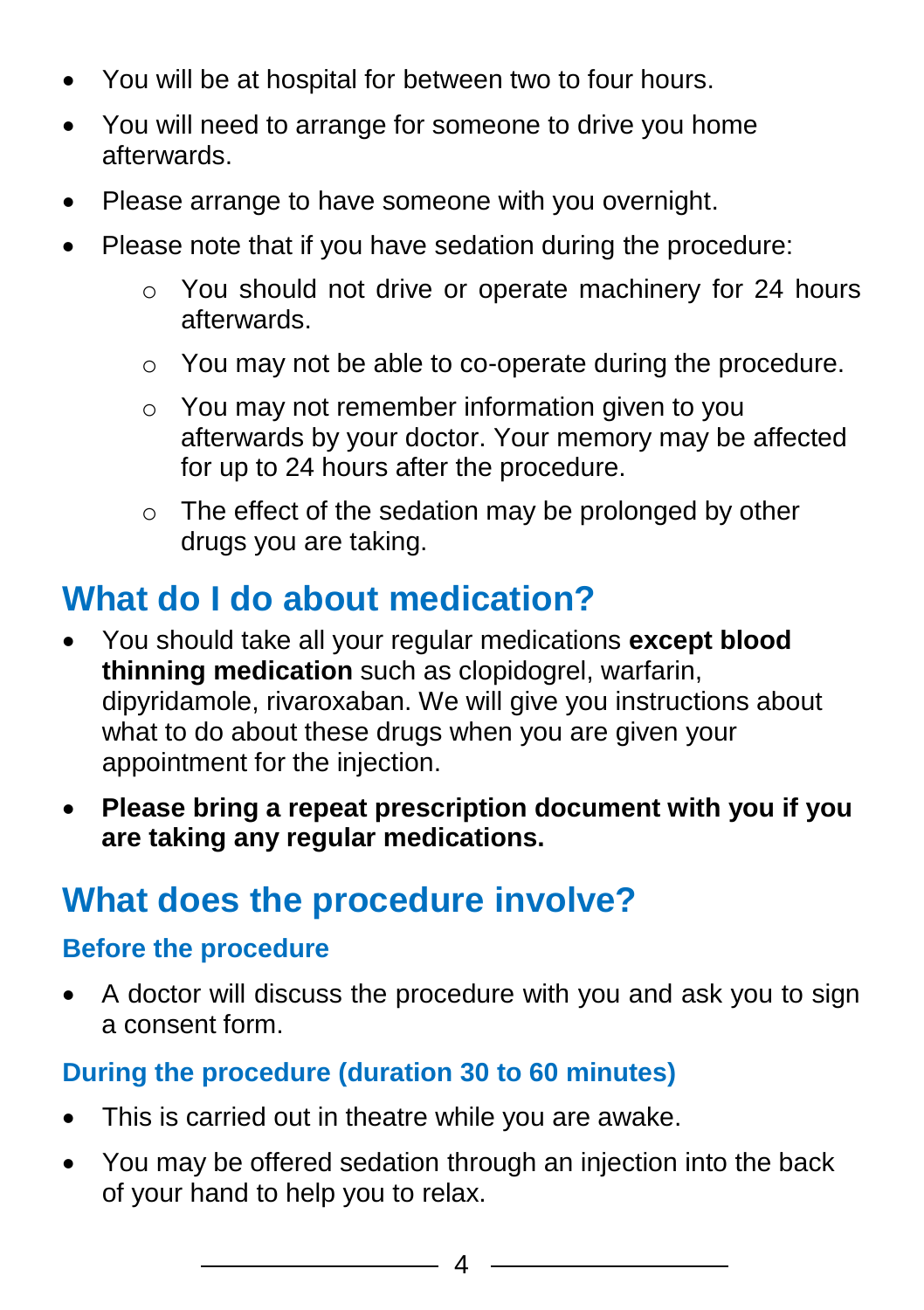- You will be at hospital for between two to four hours.
- You will need to arrange for someone to drive you home afterwards.
- Please arrange to have someone with you overnight.
- Please note that if you have sedation during the procedure:
  - You should not drive or operate machinery for 24 hours afterwards.
  - You may not be able to co-operate during the procedure.
  - You may not remember information given to you afterwards by your doctor. Your memory may be affected for up to 24 hours after the procedure.
  - The effect of the sedation may be prolonged by other drugs you are taking.

## What do I do about medication?

- You should take all your regular medications **except blood thinning medication** such as clopidogrel, warfarin, dipyridamole, rivaroxaban. We will give you instructions about what to do about these drugs when you are given your appointment for the injection.
- **Please bring a repeat prescription document with you if you are taking any regular medications.**

## What does the procedure involve?

### Before the procedure

- A doctor will discuss the procedure with you and ask you to sign a consent form.

### During the procedure (duration 30 to 60 minutes)

- This is carried out in theatre while you are awake.
- You may be offered sedation through an injection into the back of your hand to help you to relax.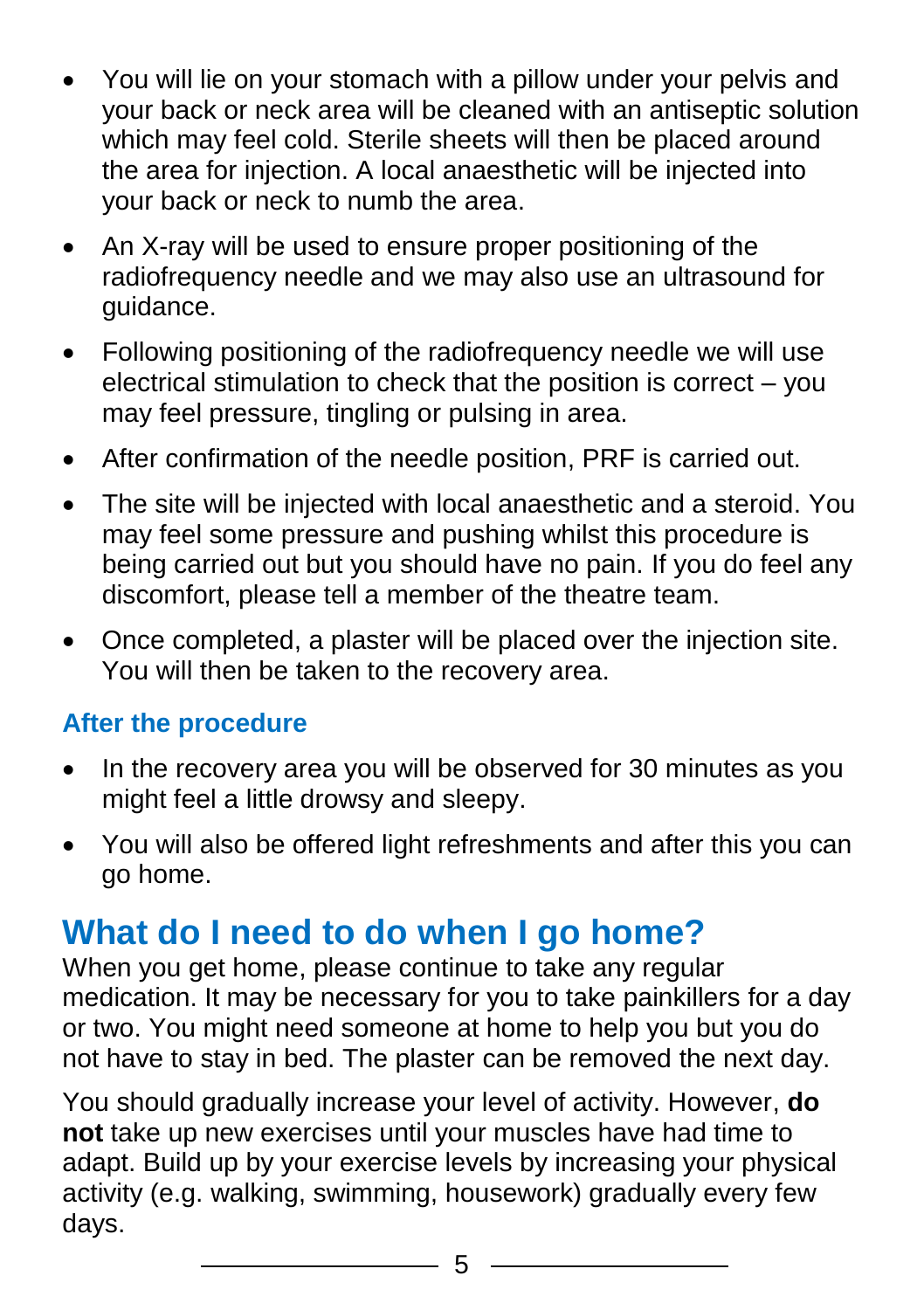- You will lie on your stomach with a pillow under your pelvis and your back or neck area will be cleaned with an antiseptic solution which may feel cold. Sterile sheets will then be placed around the area for injection. A local anaesthetic will be injected into your back or neck to numb the area.
- An X-ray will be used to ensure proper positioning of the radiofrequency needle and we may also use an ultrasound for guidance.
- Following positioning of the radiofrequency needle we will use electrical stimulation to check that the position is correct – you may feel pressure, tingling or pulsing in area.
- After confirmation of the needle position, PRF is carried out.
- The site will be injected with local anaesthetic and a steroid. You may feel some pressure and pushing whilst this procedure is being carried out but you should have no pain. If you do feel any discomfort, please tell a member of the theatre team.
- Once completed, a plaster will be placed over the injection site. You will then be taken to the recovery area.

### After the procedure

- In the recovery area you will be observed for 30 minutes as you might feel a little drowsy and sleepy.
- You will also be offered light refreshments and after this you can go home.

## What do I need to do when I go home?

When you get home, please continue to take any regular medication. It may be necessary for you to take painkillers for a day or two. You might need someone at home to help you but you do not have to stay in bed. The plaster can be removed the next day.

You should gradually increase your level of activity. However, **do not** take up new exercises until your muscles have had time to adapt. Build up by your exercise levels by increasing your physical activity (e.g. walking, swimming, housework) gradually every few days.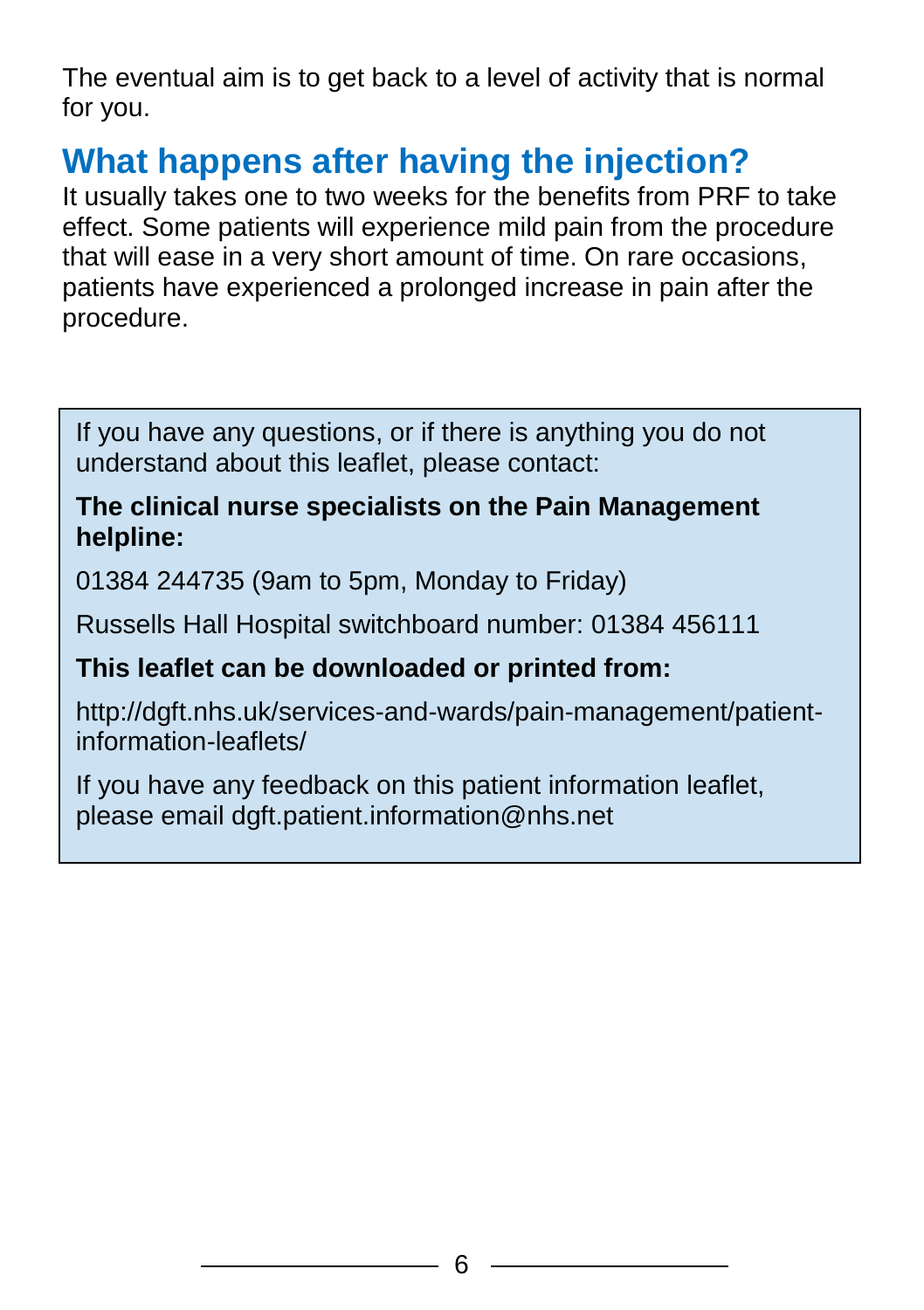The eventual aim is to get back to a level of activity that is normal for you.

## What happens after having the injection?

It usually takes one to two weeks for the benefits from PRF to take effect. Some patients will experience mild pain from the procedure that will ease in a very short amount of time. On rare occasions, patients have experienced a prolonged increase in pain after the procedure.

If you have any questions, or if there is anything you do not understand about this leaflet, please contact:

**The clinical nurse specialists on the Pain Management helpline:**

01384 244735 (9am to 5pm, Monday to Friday)

Russells Hall Hospital switchboard number: 01384 456111

**This leaflet can be downloaded or printed from:**

http://dgft.nhs.uk/services-and-wards/pain-management/patient-information-leaflets/

If you have any feedback on this patient information leaflet, please email dgft.patient.information@nhs.net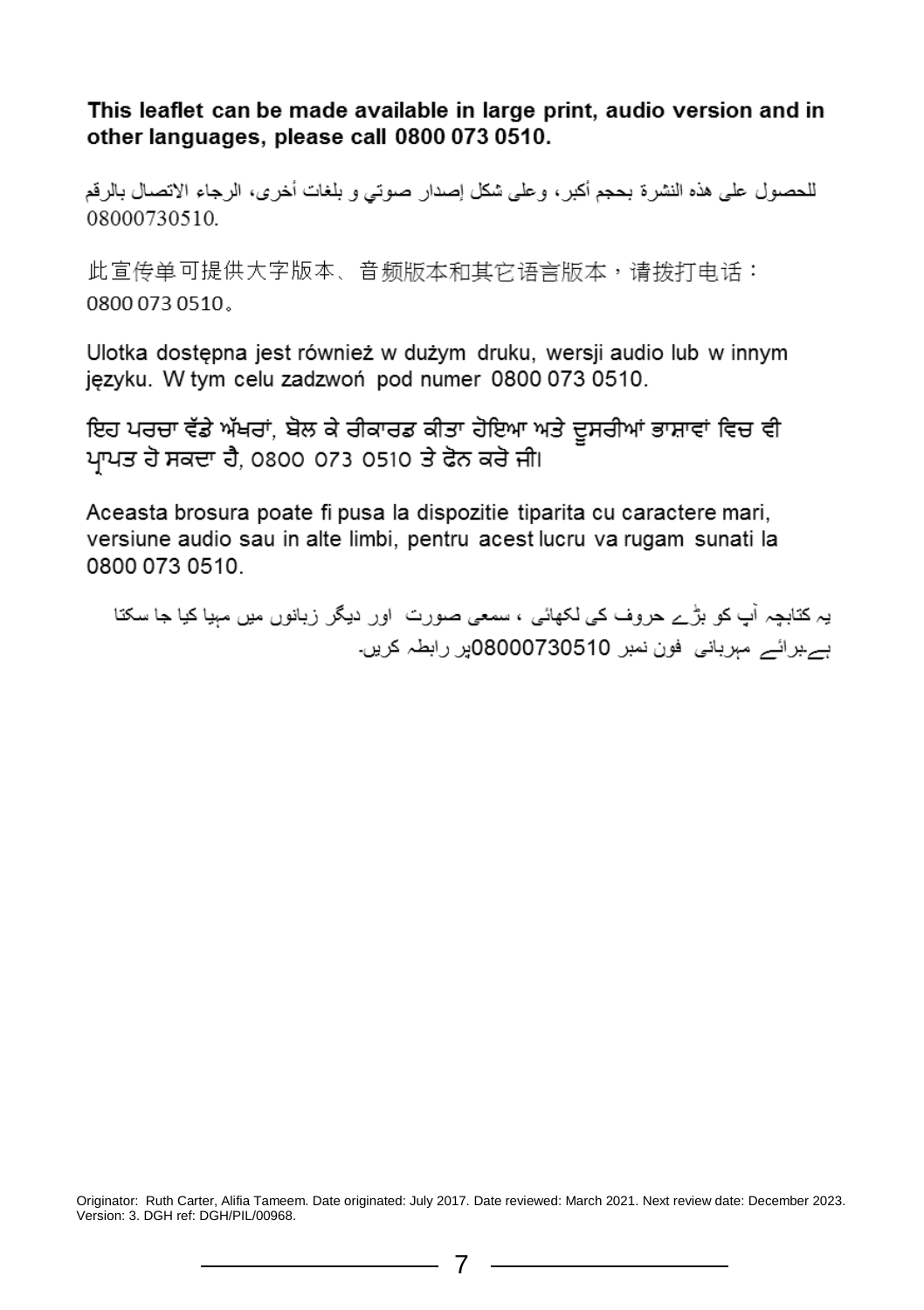**This leaflet can be made available in large print, audio version and in other languages, please call 0800 073 0510.**

للحصول على هذه النشرة بحجم أكبر، وعلى شكل إصدار صوتي و بلغات أخرى، الرجاء الاتصال بالرقم 08000730510.

此宣传单可提供大字版本、音频版本和其它语言版本，请拨打电话：0800 073 0510。

Ulotka dostępna jest również w dużym druku, wersji audio lub w innym języku. W tym celu zadzwoń pod numer 0800 073 0510.

ਇਹ ਪਰਚਾ ਵੱਡੇ ਅੱਖਰਾਂ, ਬੋਲ ਕੇ ਰੀਕਾਰਡ ਕੀਤਾ ਹੋਇਆ ਅਤੇ ਦੂਸਰੀਆਂ ਭਾਸ਼ਾਵਾਂ ਵਿਚ ਵੀ ਪ੍ਰਾਪਤ ਹੋ ਸਕਦਾ ਹੈ, 0800 073 0510 ਤੇ ਫੋਨ ਕਰੋ ਜੀ।

Aceasta brosura poate fi pusa la dispozitie tiparita cu caractere mari, versiune audio sau in alte limbi, pentru acest lucru va rugam sunati la 0800 073 0510.

یہ کتابچہ آپ کو بڑے حروف کی لکھائی ، سمعی صورت اور دیگر زبانوں میں مہیا کیا جا سکتا ہے۔برائے مہربانی فون نمبر 08000730510پر رابطہ کریں۔

Originator: Ruth Carter, Alifia Tameem. Date originated: July 2017. Date reviewed: March 2021. Next review date: December 2023. Version: 3. DGH ref: DGH/PIL/00968.